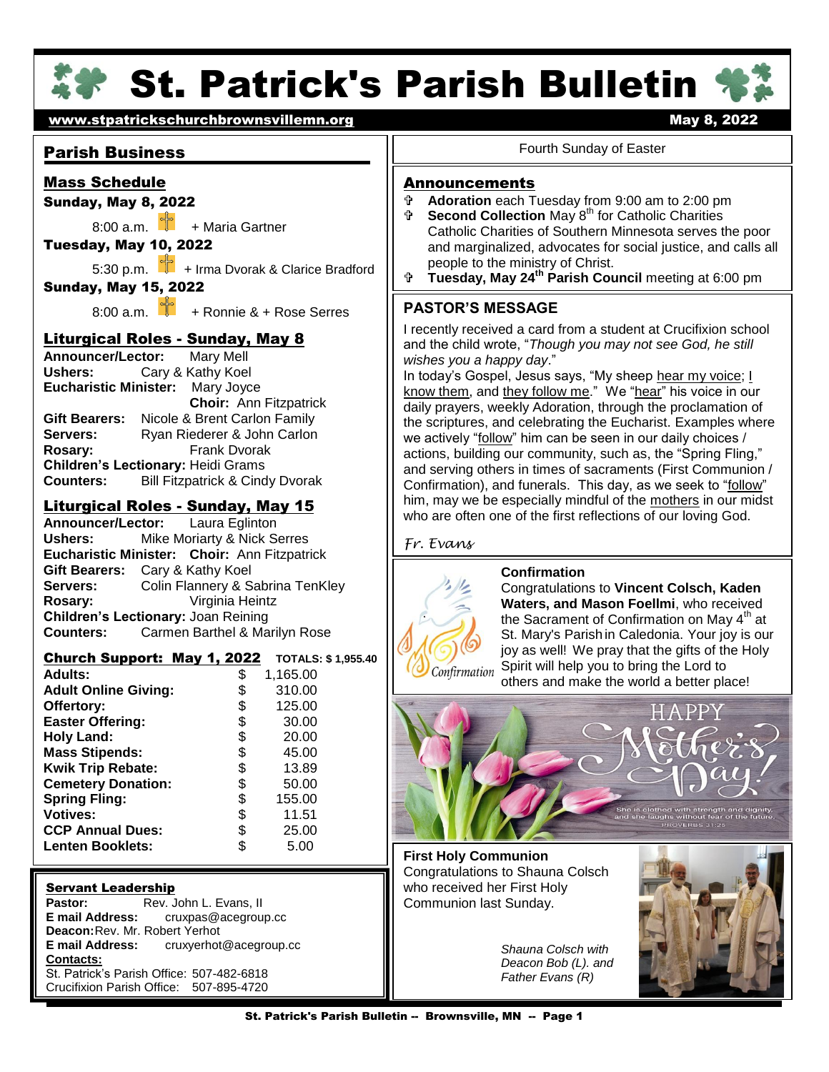# St. Patrick's Parish Bulletin

www.stpatrickschurchbrownsvillemn.org

May 8, 2022

## Parish Business

### Mass Schedule

**Sunday, May 8, 2022**

8:00 a.m. + Maria Gartner

**Tuesday, May 10, 2022**

5:30 p.m. + Irma Dvorak & Clarice Bradford

**Sunday, May 15, 2022**

8:00 a.m. + Ronnie & + Rose Serres

### Liturgical Roles - Sunday, May 8

**Announcer/Lector:** Mary Mell
**Ushers:** Cary & Kathy Koel
**Eucharistic Minister:** Mary Joyce
**Choir:** Ann Fitzpatrick
**Gift Bearers:** Nicole & Brent Carlon Family
**Servers:** Ryan Riederer & John Carlon
**Rosary:** Frank Dvorak
**Children's Lectionary:** Heidi Grams
**Counters:** Bill Fitzpatrick & Cindy Dvorak

### Liturgical Roles - Sunday, May 15

**Announcer/Lector:** Laura Eglinton
**Ushers:** Mike Moriarty & Nick Serres
**Eucharistic Minister:** **Choir:** Ann Fitzpatrick
**Gift Bearers:** Cary & Kathy Koel
**Servers:** Colin Flannery & Sabrina TenKley
**Rosary:** Virginia Heintz
**Children's Lectionary:** Joan Reining
**Counters:** Carmen Barthel & Marilyn Rose

### Church Support: May 1, 2022 — TOTALS: $ 1,955.40

| | | |
|---|---|---|
| **Adults:** | $ | 1,165.00 |
| **Adult Online Giving:** | $ | 310.00 |
| **Offertory:** | $ | 125.00 |
| **Easter Offering:** | $ | 30.00 |
| **Holy Land:** | $ | 20.00 |
| **Mass Stipends:** | $ | 45.00 |
| **Kwik Trip Rebate:** | $ | 13.89 |
| **Cemetery Donation:** | $ | 50.00 |
| **Spring Fling:** | $ | 155.00 |
| **Votives:** | $ | 11.51 |
| **CCP Annual Dues:** | $ | 25.00 |
| **Lenten Booklets:** | $ | 5.00 |

### Servant Leadership

**Pastor:** Rev. John L. Evans, II
**E mail Address:** cruxpas@acegroup.cc
**Deacon:** Rev. Mr. Robert Yerhot
**E mail Address:** cruxyerhot@acegroup.cc
**Contacts:**
St. Patrick's Parish Office: 507-482-6818
Crucifixion Parish Office: 507-895-4720

Fourth Sunday of Easter

## Announcements

- **Adoration** each Tuesday from 9:00 am to 2:00 pm
- **Second Collection** May 8th for Catholic Charities. Catholic Charities of Southern Minnesota serves the poor and marginalized, advocates for social justice, and calls all people to the ministry of Christ.
- **Tuesday, May 24th Parish Council** meeting at 6:00 pm

## PASTOR'S MESSAGE

I recently received a card from a student at Crucifixion school and the child wrote, "*Though you may not see God, he still wishes you a happy day*."
In today's Gospel, Jesus says, "My sheep hear my voice; I know them, and they follow me." We "hear" his voice in our daily prayers, weekly Adoration, through the proclamation of the scriptures, and celebrating the Eucharist. Examples where we actively "follow" him can be seen in our daily choices / actions, building our community, such as, the "Spring Fling," and serving others in times of sacraments (First Communion / Confirmation), and funerals. This day, as we seek to "follow" him, may we be especially mindful of the mothers in our midst who are often one of the first reflections of our loving God.

*Fr. Evans*

### Confirmation

Congratulations to **Vincent Colsch, Kaden Waters, and Mason Foellmi**, who received the Sacrament of Confirmation on May 4th at St. Mary's Parish in Caledonia. Your joy is our joy as well! We pray that the gifts of the Holy Spirit will help you to bring the Lord to others and make the world a better place!

HAPPY Mother's Day!

She is clothed with strength and dignity, and she laughs without fear of the future. PROVERBS 31:25

### First Holy Communion

Congratulations to Shauna Colsch who received her First Holy Communion last Sunday.

*Shauna Colsch with Deacon Bob (L). and Father Evans (R)*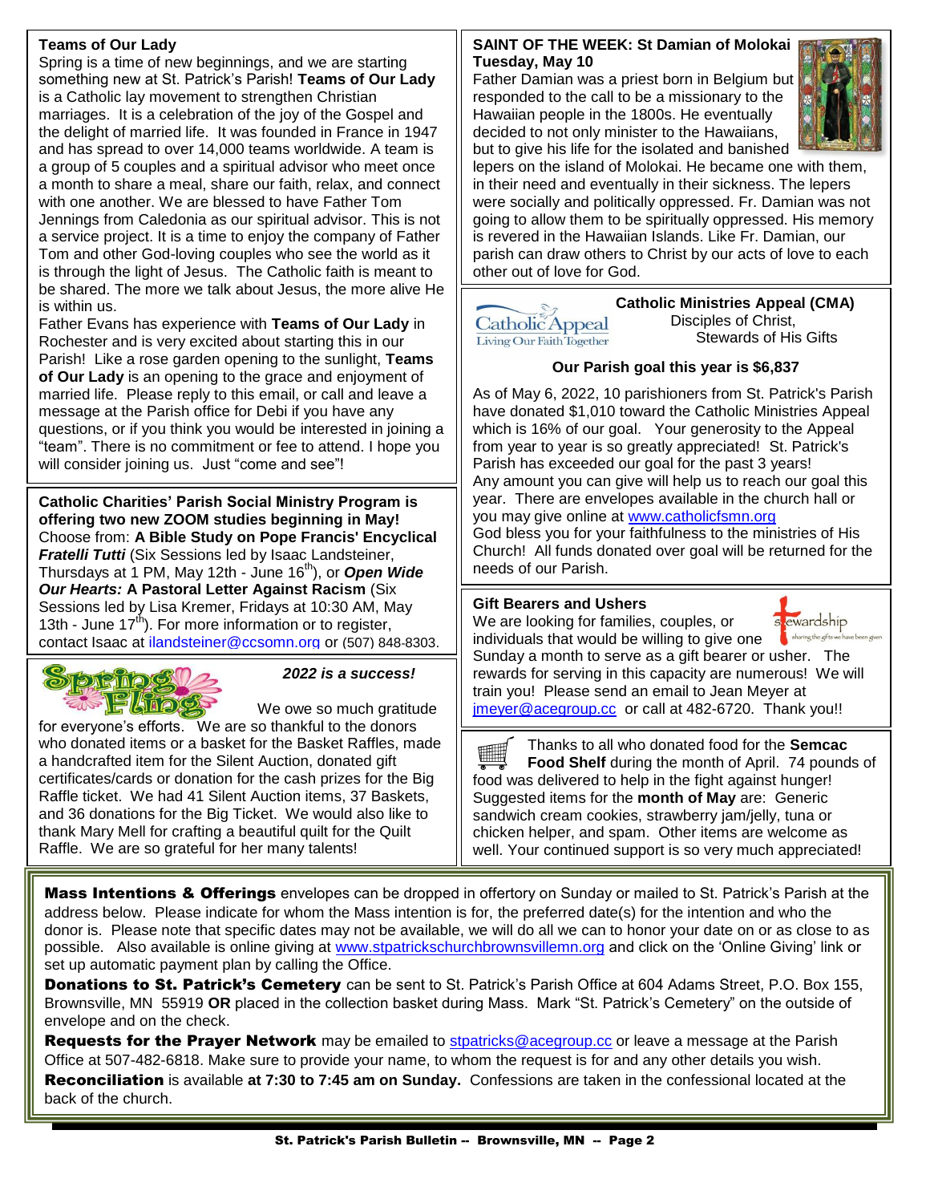## Teams of Our Lady

Spring is a time of new beginnings, and we are starting something new at St. Patrick's Parish! **Teams of Our Lady** is a Catholic lay movement to strengthen Christian marriages. It is a celebration of the joy of the Gospel and the delight of married life. It was founded in France in 1947 and has spread to over 14,000 teams worldwide. A team is a group of 5 couples and a spiritual advisor who meet once a month to share a meal, share our faith, relax, and connect with one another. We are blessed to have Father Tom Jennings from Caledonia as our spiritual advisor. This is not a service project. It is a time to enjoy the company of Father Tom and other God-loving couples who see the world as it is through the light of Jesus. The Catholic faith is meant to be shared. The more we talk about Jesus, the more alive He is within us.

Father Evans has experience with **Teams of Our Lady** in Rochester and is very excited about starting this in our Parish! Like a rose garden opening to the sunlight, **Teams of Our Lady** is an opening to the grace and enjoyment of married life. Please reply to this email, or call and leave a message at the Parish office for Debi if you have any questions, or if you think you would be interested in joining a "team". There is no commitment or fee to attend. I hope you will consider joining us. Just "come and see"!

**Catholic Charities' Parish Social Ministry Program is offering two new ZOOM studies beginning in May!**

Choose from: **A Bible Study on Pope Francis' Encyclical *Fratelli Tutti*** (Six Sessions led by Isaac Landsteiner, Thursdays at 1 PM, May 12th - June 16th), or ***Open Wide Our Hearts:* A Pastoral Letter Against Racism** (Six Sessions led by Lisa Kremer, Fridays at 10:30 AM, May 13th - June 17th). For more information or to register, contact Isaac at ilandsteiner@ccsomn.org or (507) 848-8303.

## Spring Fling *2022 is a success!*

We owe so much gratitude for everyone's efforts. We are so thankful to the donors who donated items or a basket for the Basket Raffles, made a handcrafted item for the Silent Auction, donated gift certificates/cards or donation for the cash prizes for the Big Raffle ticket. We had 41 Silent Auction items, 37 Baskets, and 36 donations for the Big Ticket. We would also like to thank Mary Mell for crafting a beautiful quilt for the Quilt Raffle. We are so grateful for her many talents!

## SAINT OF THE WEEK: St Damian of Molokai Tuesday, May 10

Father Damian was a priest born in Belgium but responded to the call to be a missionary to the Hawaiian people in the 1800s. He eventually decided to not only minister to the Hawaiians, but to give his life for the isolated and banished lepers on the island of Molokai. He became one with them, in their need and eventually in their sickness. The lepers were socially and politically oppressed. Fr. Damian was not going to allow them to be spiritually oppressed. His memory is revered in the Hawaiian Islands. Like Fr. Damian, our parish can draw others to Christ by our acts of love to each other out of love for God.

## Catholic Ministries Appeal (CMA)

Catholic Appeal — Living Our Faith Together

Disciples of Christ,
Stewards of His Gifts

**Our Parish goal this year is $6,837**

As of May 6, 2022, 10 parishioners from St. Patrick's Parish have donated $1,010 toward the Catholic Ministries Appeal which is 16% of our goal. Your generosity to the Appeal from year to year is so greatly appreciated! St. Patrick's Parish has exceeded our goal for the past 3 years!

Any amount you can give will help us to reach our goal this year. There are envelopes available in the church hall or you may give online at www.catholicfsmn.org

God bless you for your faithfulness to the ministries of His Church! All funds donated over goal will be returned for the needs of our Parish.

## Gift Bearers and Ushers

We are looking for families, couples, or individuals that would be willing to give one Sunday a month to serve as a gift bearer or usher. The rewards for serving in this capacity are numerous! We will train you! Please send an email to Jean Meyer at jmeyer@acegroup.cc or call at 482-6720. Thank you!!

Thanks to all who donated food for the **Semcac Food Shelf** during the month of April. 74 pounds of food was delivered to help in the fight against hunger! Suggested items for the **month of May** are: Generic sandwich cream cookies, strawberry jam/jelly, tuna or chicken helper, and spam. Other items are welcome as well. Your continued support is so very much appreciated!

**Mass Intentions & Offerings** envelopes can be dropped in offertory on Sunday or mailed to St. Patrick's Parish at the address below. Please indicate for whom the Mass intention is for, the preferred date(s) for the intention and who the donor is. Please note that specific dates may not be available, we will do all we can to honor your date on or as close to as possible. Also available is online giving at www.stpatrickschurchbrownsvillemn.org and click on the 'Online Giving' link or set up automatic payment plan by calling the Office.

**Donations to St. Patrick's Cemetery** can be sent to St. Patrick's Parish Office at 604 Adams Street, P.O. Box 155, Brownsville, MN 55919 **OR** placed in the collection basket during Mass. Mark "St. Patrick's Cemetery" on the outside of envelope and on the check.

**Requests for the Prayer Network** may be emailed to stpatricks@acegroup.cc or leave a message at the Parish Office at 507-482-6818. Make sure to provide your name, to whom the request is for and any other details you wish.

**Reconciliation** is available **at 7:30 to 7:45 am on Sunday.** Confessions are taken in the confessional located at the back of the church.